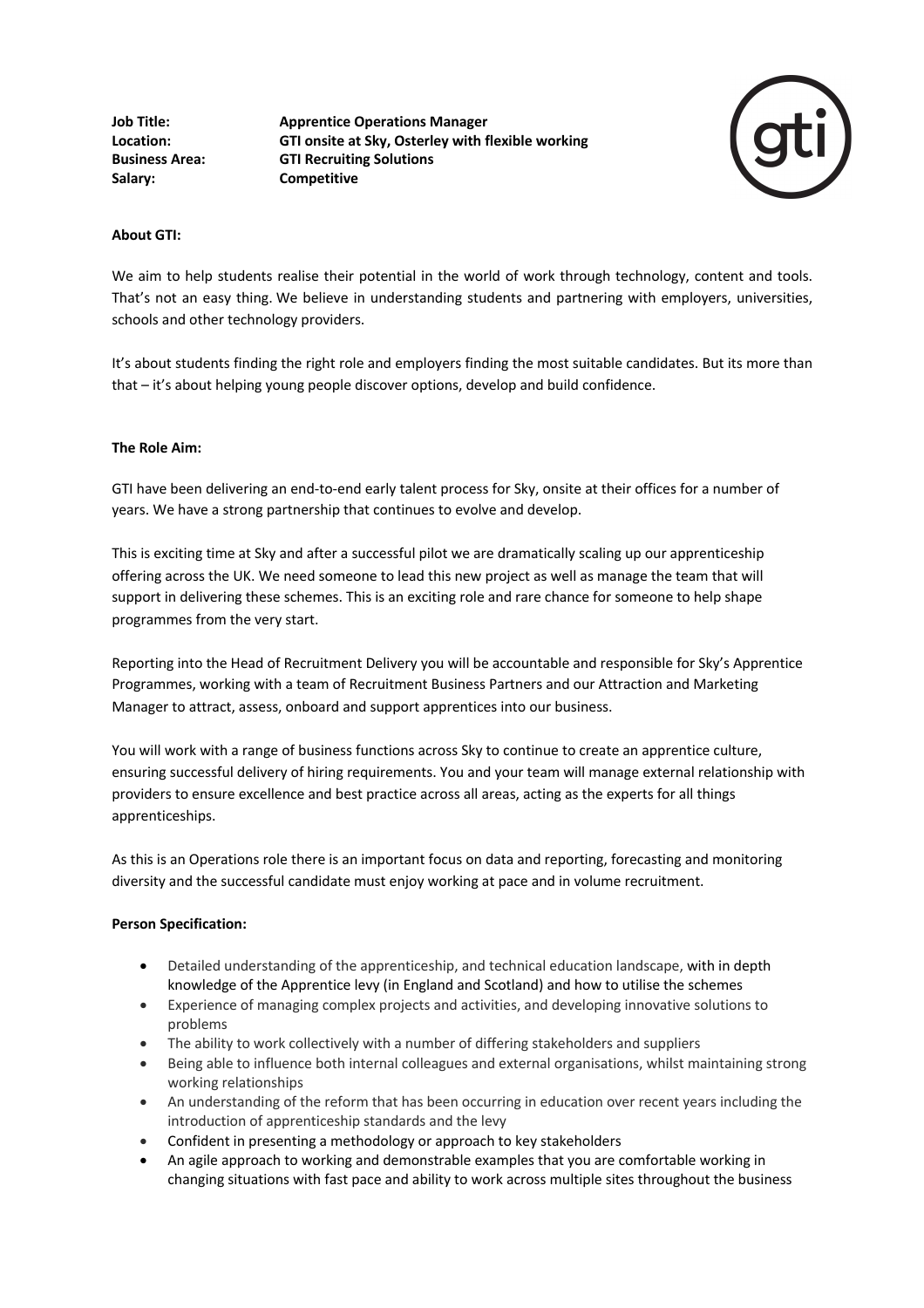**Job Title:** **Apprentice Operations Manager**
**Location:** **GTI onsite at Sky, Osterley with flexible working**
**Business Area:** **GTI Recruiting Solutions**
**Salary:** **Competitive**

**About GTI:**

We aim to help students realise their potential in the world of work through technology, content and tools. That's not an easy thing. We believe in understanding students and partnering with employers, universities, schools and other technology providers.

It's about students finding the right role and employers finding the most suitable candidates. But its more than that – it's about helping young people discover options, develop and build confidence.

**The Role Aim:**

GTI have been delivering an end-to-end early talent process for Sky, onsite at their offices for a number of years. We have a strong partnership that continues to evolve and develop.

This is exciting time at Sky and after a successful pilot we are dramatically scaling up our apprenticeship offering across the UK. We need someone to lead this new project as well as manage the team that will support in delivering these schemes. This is an exciting role and rare chance for someone to help shape programmes from the very start.

Reporting into the Head of Recruitment Delivery you will be accountable and responsible for Sky's Apprentice Programmes, working with a team of Recruitment Business Partners and our Attraction and Marketing Manager to attract, assess, onboard and support apprentices into our business.

You will work with a range of business functions across Sky to continue to create an apprentice culture, ensuring successful delivery of hiring requirements. You and your team will manage external relationship with providers to ensure excellence and best practice across all areas, acting as the experts for all things apprenticeships.

As this is an Operations role there is an important focus on data and reporting, forecasting and monitoring diversity and the successful candidate must enjoy working at pace and in volume recruitment.

**Person Specification:**

- Detailed understanding of the apprenticeship, and technical education landscape, with in depth knowledge of the Apprentice levy (in England and Scotland) and how to utilise the schemes
- Experience of managing complex projects and activities, and developing innovative solutions to problems
- The ability to work collectively with a number of differing stakeholders and suppliers
- Being able to influence both internal colleagues and external organisations, whilst maintaining strong working relationships
- An understanding of the reform that has been occurring in education over recent years including the introduction of apprenticeship standards and the levy
- Confident in presenting a methodology or approach to key stakeholders
- An agile approach to working and demonstrable examples that you are comfortable working in changing situations with fast pace and ability to work across multiple sites throughout the business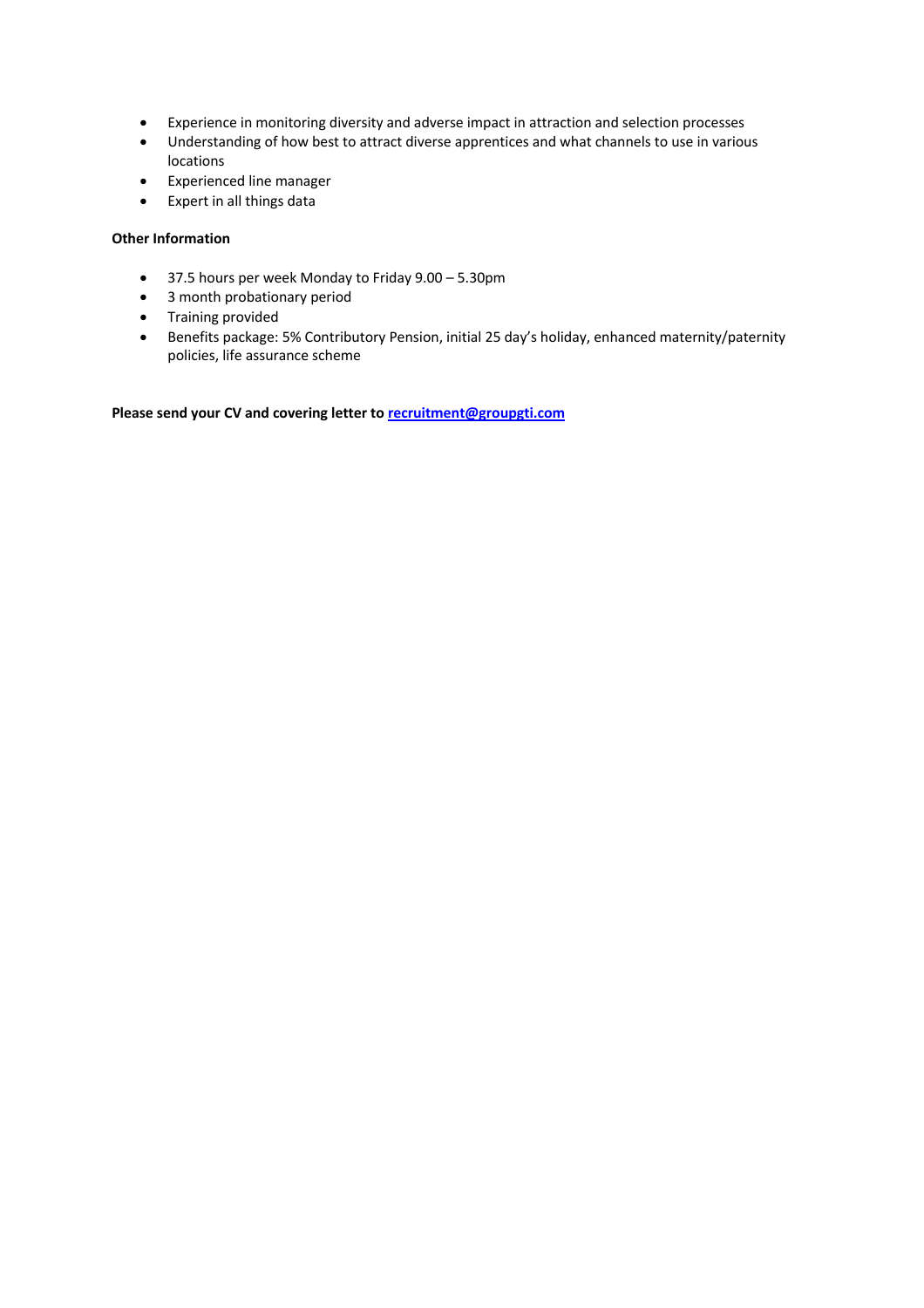- Experience in monitoring diversity and adverse impact in attraction and selection processes
- Understanding of how best to attract diverse apprentices and what channels to use in various locations
- Experienced line manager
- Expert in all things data

**Other Information**

- 37.5 hours per week Monday to Friday 9.00 – 5.30pm
- 3 month probationary period
- Training provided
- Benefits package: 5% Contributory Pension, initial 25 day's holiday, enhanced maternity/paternity policies, life assurance scheme

**Please send your CV and covering letter to [recruitment@groupgti.com](mailto:recruitment@groupgti.com)**